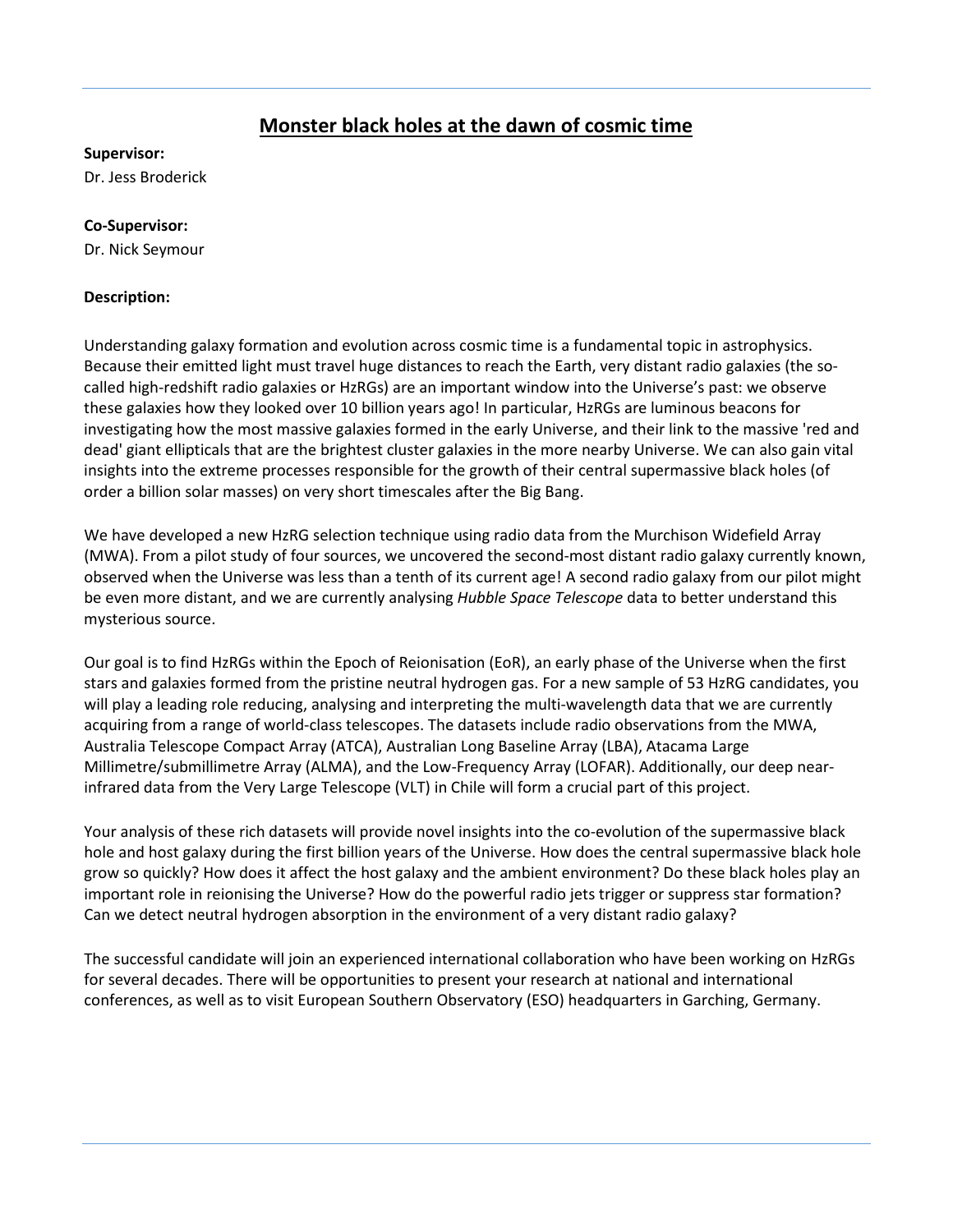# Monster black holes at the dawn of cosmic time

**Supervisor:**
Dr. Jess Broderick

**Co-Supervisor:**
Dr. Nick Seymour

**Description:**

Understanding galaxy formation and evolution across cosmic time is a fundamental topic in astrophysics. Because their emitted light must travel huge distances to reach the Earth, very distant radio galaxies (the so-called high-redshift radio galaxies or HzRGs) are an important window into the Universe's past: we observe these galaxies how they looked over 10 billion years ago! In particular, HzRGs are luminous beacons for investigating how the most massive galaxies formed in the early Universe, and their link to the massive 'red and dead' giant ellipticals that are the brightest cluster galaxies in the more nearby Universe. We can also gain vital insights into the extreme processes responsible for the growth of their central supermassive black holes (of order a billion solar masses) on very short timescales after the Big Bang.

We have developed a new HzRG selection technique using radio data from the Murchison Widefield Array (MWA). From a pilot study of four sources, we uncovered the second-most distant radio galaxy currently known, observed when the Universe was less than a tenth of its current age! A second radio galaxy from our pilot might be even more distant, and we are currently analysing *Hubble Space Telescope* data to better understand this mysterious source.

Our goal is to find HzRGs within the Epoch of Reionisation (EoR), an early phase of the Universe when the first stars and galaxies formed from the pristine neutral hydrogen gas. For a new sample of 53 HzRG candidates, you will play a leading role reducing, analysing and interpreting the multi-wavelength data that we are currently acquiring from a range of world-class telescopes. The datasets include radio observations from the MWA, Australia Telescope Compact Array (ATCA), Australian Long Baseline Array (LBA), Atacama Large Millimetre/submillimetre Array (ALMA), and the Low-Frequency Array (LOFAR). Additionally, our deep near-infrared data from the Very Large Telescope (VLT) in Chile will form a crucial part of this project.

Your analysis of these rich datasets will provide novel insights into the co-evolution of the supermassive black hole and host galaxy during the first billion years of the Universe. How does the central supermassive black hole grow so quickly? How does it affect the host galaxy and the ambient environment? Do these black holes play an important role in reionising the Universe? How do the powerful radio jets trigger or suppress star formation? Can we detect neutral hydrogen absorption in the environment of a very distant radio galaxy?

The successful candidate will join an experienced international collaboration who have been working on HzRGs for several decades. There will be opportunities to present your research at national and international conferences, as well as to visit European Southern Observatory (ESO) headquarters in Garching, Germany.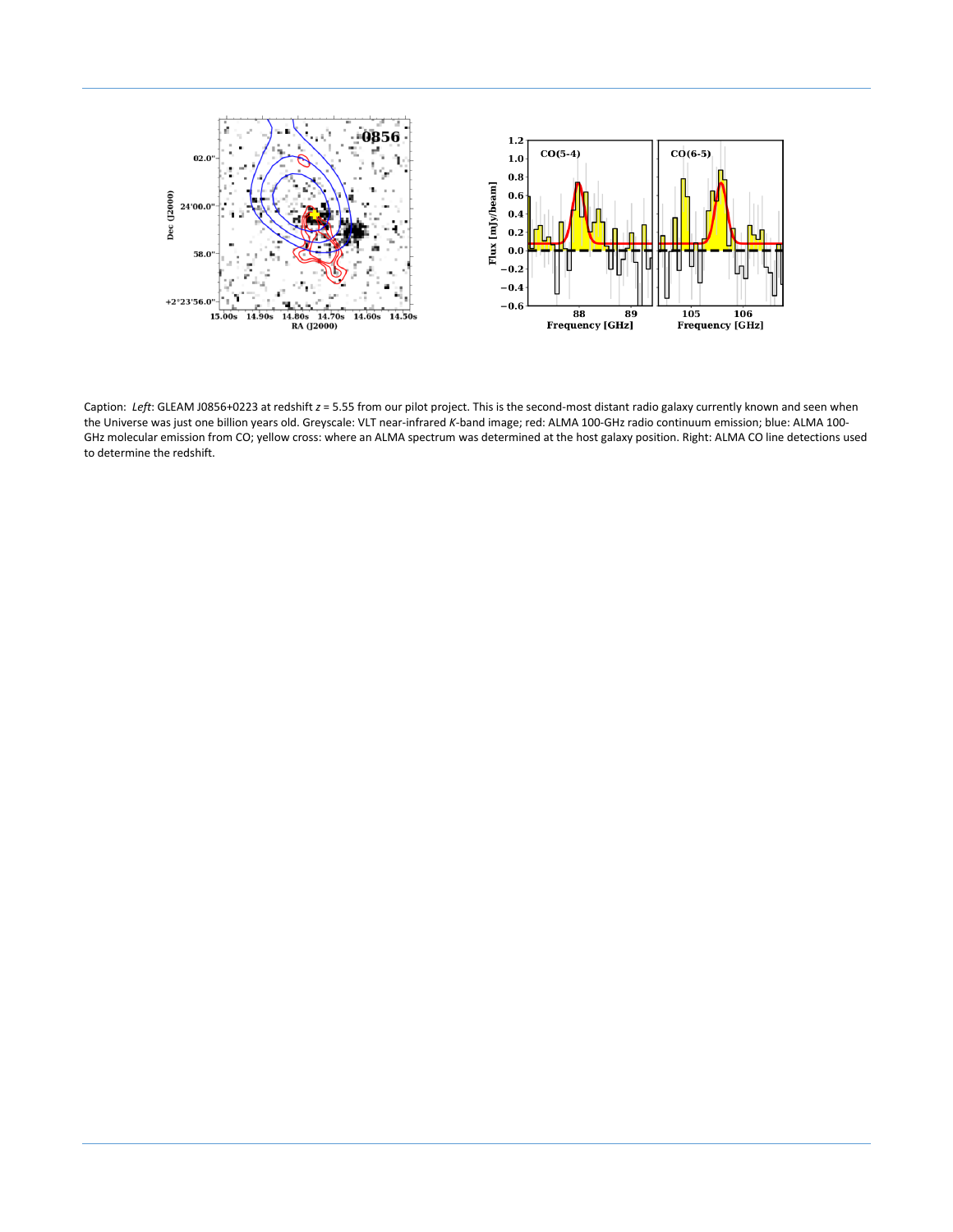0856

02.0"

24'00.0"

58.0"

+2°23'56.0"

Dec (J2000)

15.00s 14.90s 14.80s 14.70s 14.60s 14.50s

RA (J2000)

CO(5-4)

CO(6-5)

Flux [mJy/beam]

1.2
1.0
0.8
0.6
0.4
0.2
0.0
−0.2
−0.4
−0.6

88 89

Frequency [GHz]

105 106

Frequency [GHz]

Caption: *Left*: GLEAM J0856+0223 at redshift $z$ = 5.55 from our pilot project. This is the second-most distant radio galaxy currently known and seen when the Universe was just one billion years old. Greyscale: VLT near-infrared *K*-band image; red: ALMA 100-GHz radio continuum emission; blue: ALMA 100-GHz molecular emission from CO; yellow cross: where an ALMA spectrum was determined at the host galaxy position. Right: ALMA CO line detections used to determine the redshift.